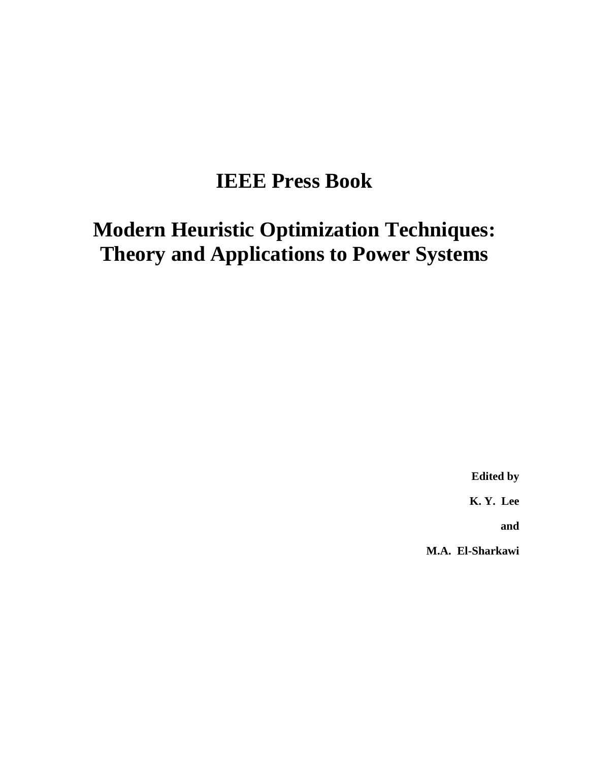# IEEE Press Book

# Modern Heuristic Optimization Techniques: Theory and Applications to Power Systems

**Edited by**

**K. Y. Lee**

**and**

**M.A. El-Sharkawi**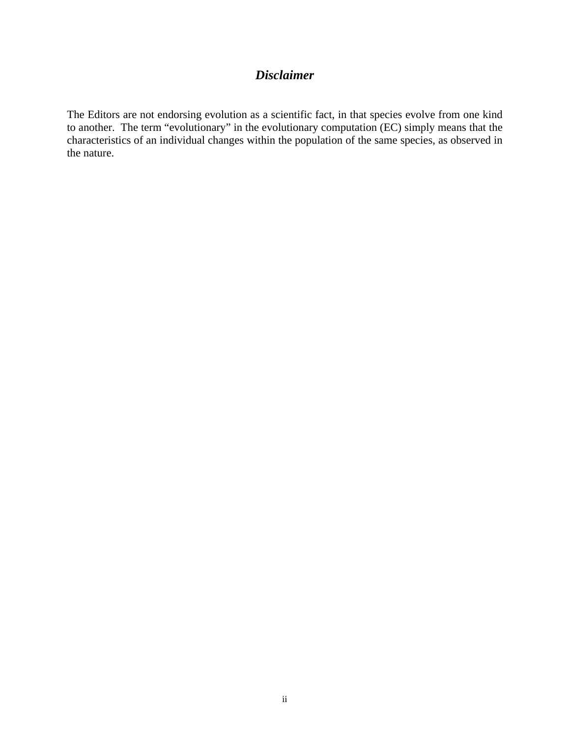## *Disclaimer*

The Editors are not endorsing evolution as a scientific fact, in that species evolve from one kind to another. The term "evolutionary" in the evolutionary computation (EC) simply means that the characteristics of an individual changes within the population of the same species, as observed in the nature.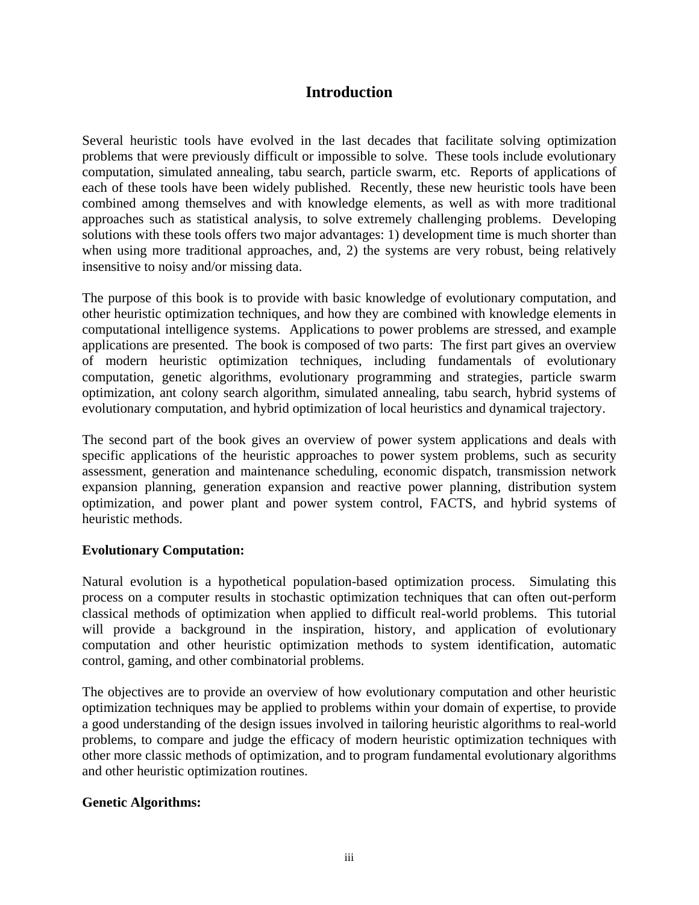# Introduction

Several heuristic tools have evolved in the last decades that facilitate solving optimization problems that were previously difficult or impossible to solve. These tools include evolutionary computation, simulated annealing, tabu search, particle swarm, etc. Reports of applications of each of these tools have been widely published. Recently, these new heuristic tools have been combined among themselves and with knowledge elements, as well as with more traditional approaches such as statistical analysis, to solve extremely challenging problems. Developing solutions with these tools offers two major advantages: 1) development time is much shorter than when using more traditional approaches, and, 2) the systems are very robust, being relatively insensitive to noisy and/or missing data.

The purpose of this book is to provide with basic knowledge of evolutionary computation, and other heuristic optimization techniques, and how they are combined with knowledge elements in computational intelligence systems. Applications to power problems are stressed, and example applications are presented. The book is composed of two parts: The first part gives an overview of modern heuristic optimization techniques, including fundamentals of evolutionary computation, genetic algorithms, evolutionary programming and strategies, particle swarm optimization, ant colony search algorithm, simulated annealing, tabu search, hybrid systems of evolutionary computation, and hybrid optimization of local heuristics and dynamical trajectory.

The second part of the book gives an overview of power system applications and deals with specific applications of the heuristic approaches to power system problems, such as security assessment, generation and maintenance scheduling, economic dispatch, transmission network expansion planning, generation expansion and reactive power planning, distribution system optimization, and power plant and power system control, FACTS, and hybrid systems of heuristic methods.

**Evolutionary Computation:**

Natural evolution is a hypothetical population-based optimization process. Simulating this process on a computer results in stochastic optimization techniques that can often out-perform classical methods of optimization when applied to difficult real-world problems. This tutorial will provide a background in the inspiration, history, and application of evolutionary computation and other heuristic optimization methods to system identification, automatic control, gaming, and other combinatorial problems.

The objectives are to provide an overview of how evolutionary computation and other heuristic optimization techniques may be applied to problems within your domain of expertise, to provide a good understanding of the design issues involved in tailoring heuristic algorithms to real-world problems, to compare and judge the efficacy of modern heuristic optimization techniques with other more classic methods of optimization, and to program fundamental evolutionary algorithms and other heuristic optimization routines.

**Genetic Algorithms:**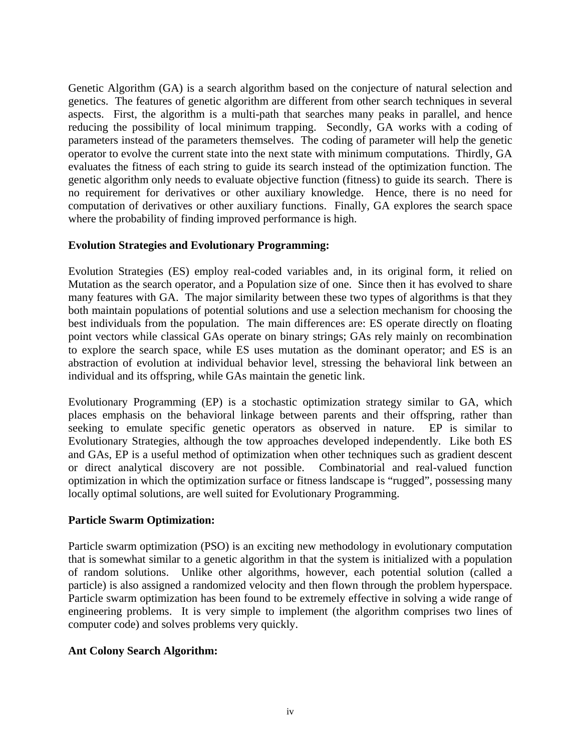Genetic Algorithm (GA) is a search algorithm based on the conjecture of natural selection and genetics. The features of genetic algorithm are different from other search techniques in several aspects. First, the algorithm is a multi-path that searches many peaks in parallel, and hence reducing the possibility of local minimum trapping. Secondly, GA works with a coding of parameters instead of the parameters themselves. The coding of parameter will help the genetic operator to evolve the current state into the next state with minimum computations. Thirdly, GA evaluates the fitness of each string to guide its search instead of the optimization function. The genetic algorithm only needs to evaluate objective function (fitness) to guide its search. There is no requirement for derivatives or other auxiliary knowledge. Hence, there is no need for computation of derivatives or other auxiliary functions. Finally, GA explores the search space where the probability of finding improved performance is high.

**Evolution Strategies and Evolutionary Programming:**

Evolution Strategies (ES) employ real-coded variables and, in its original form, it relied on Mutation as the search operator, and a Population size of one. Since then it has evolved to share many features with GA. The major similarity between these two types of algorithms is that they both maintain populations of potential solutions and use a selection mechanism for choosing the best individuals from the population. The main differences are: ES operate directly on floating point vectors while classical GAs operate on binary strings; GAs rely mainly on recombination to explore the search space, while ES uses mutation as the dominant operator; and ES is an abstraction of evolution at individual behavior level, stressing the behavioral link between an individual and its offspring, while GAs maintain the genetic link.

Evolutionary Programming (EP) is a stochastic optimization strategy similar to GA, which places emphasis on the behavioral linkage between parents and their offspring, rather than seeking to emulate specific genetic operators as observed in nature. EP is similar to Evolutionary Strategies, although the tow approaches developed independently. Like both ES and GAs, EP is a useful method of optimization when other techniques such as gradient descent or direct analytical discovery are not possible. Combinatorial and real-valued function optimization in which the optimization surface or fitness landscape is "rugged", possessing many locally optimal solutions, are well suited for Evolutionary Programming.

**Particle Swarm Optimization:**

Particle swarm optimization (PSO) is an exciting new methodology in evolutionary computation that is somewhat similar to a genetic algorithm in that the system is initialized with a population of random solutions. Unlike other algorithms, however, each potential solution (called a particle) is also assigned a randomized velocity and then flown through the problem hyperspace. Particle swarm optimization has been found to be extremely effective in solving a wide range of engineering problems. It is very simple to implement (the algorithm comprises two lines of computer code) and solves problems very quickly.

**Ant Colony Search Algorithm:**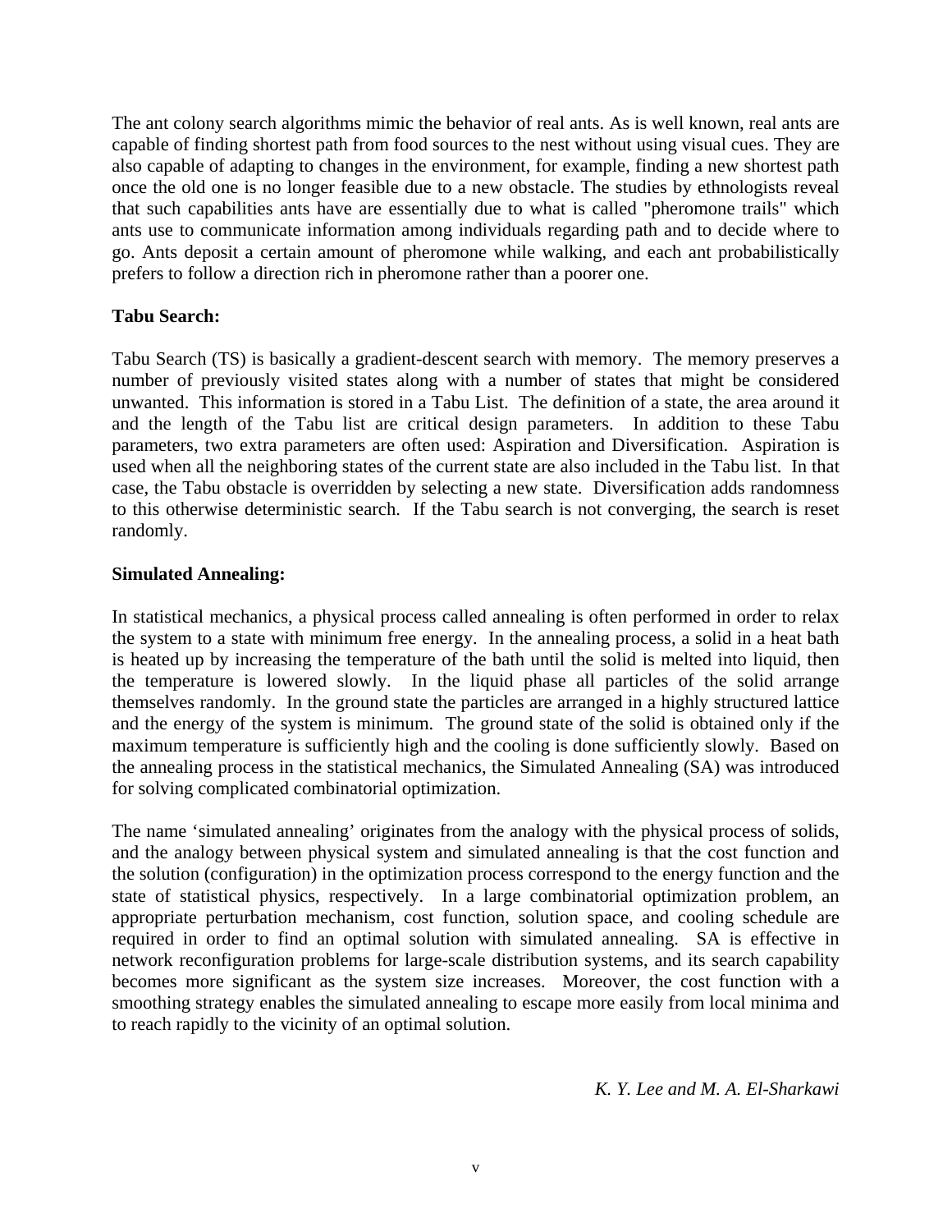The ant colony search algorithms mimic the behavior of real ants. As is well known, real ants are capable of finding shortest path from food sources to the nest without using visual cues. They are also capable of adapting to changes in the environment, for example, finding a new shortest path once the old one is no longer feasible due to a new obstacle. The studies by ethnologists reveal that such capabilities ants have are essentially due to what is called "pheromone trails" which ants use to communicate information among individuals regarding path and to decide where to go. Ants deposit a certain amount of pheromone while walking, and each ant probabilistically prefers to follow a direction rich in pheromone rather than a poorer one.

**Tabu Search:**

Tabu Search (TS) is basically a gradient-descent search with memory. The memory preserves a number of previously visited states along with a number of states that might be considered unwanted. This information is stored in a Tabu List. The definition of a state, the area around it and the length of the Tabu list are critical design parameters. In addition to these Tabu parameters, two extra parameters are often used: Aspiration and Diversification. Aspiration is used when all the neighboring states of the current state are also included in the Tabu list. In that case, the Tabu obstacle is overridden by selecting a new state. Diversification adds randomness to this otherwise deterministic search. If the Tabu search is not converging, the search is reset randomly.

**Simulated Annealing:**

In statistical mechanics, a physical process called annealing is often performed in order to relax the system to a state with minimum free energy. In the annealing process, a solid in a heat bath is heated up by increasing the temperature of the bath until the solid is melted into liquid, then the temperature is lowered slowly. In the liquid phase all particles of the solid arrange themselves randomly. In the ground state the particles are arranged in a highly structured lattice and the energy of the system is minimum. The ground state of the solid is obtained only if the maximum temperature is sufficiently high and the cooling is done sufficiently slowly. Based on the annealing process in the statistical mechanics, the Simulated Annealing (SA) was introduced for solving complicated combinatorial optimization.

The name 'simulated annealing' originates from the analogy with the physical process of solids, and the analogy between physical system and simulated annealing is that the cost function and the solution (configuration) in the optimization process correspond to the energy function and the state of statistical physics, respectively. In a large combinatorial optimization problem, an appropriate perturbation mechanism, cost function, solution space, and cooling schedule are required in order to find an optimal solution with simulated annealing. SA is effective in network reconfiguration problems for large-scale distribution systems, and its search capability becomes more significant as the system size increases. Moreover, the cost function with a smoothing strategy enables the simulated annealing to escape more easily from local minima and to reach rapidly to the vicinity of an optimal solution.

*K. Y. Lee and M. A. El-Sharkawi*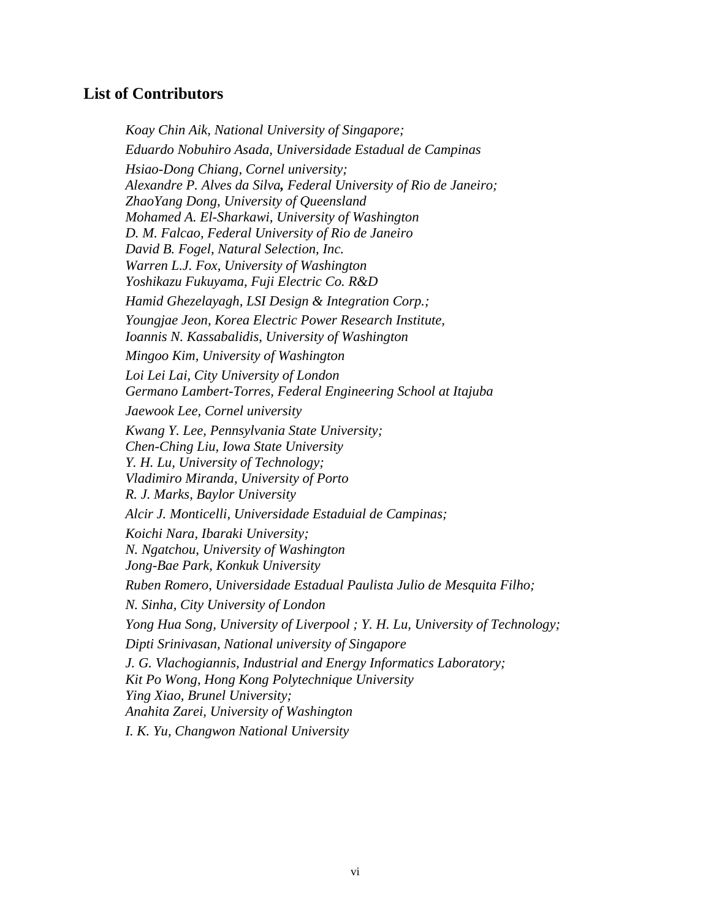## List of Contributors

*Koay Chin Aik, National University of Singapore;*

*Eduardo Nobuhiro Asada, Universidade Estadual de Campinas*

*Hsiao-Dong Chiang, Cornel university;*
*Alexandre P. Alves da Silva**,** Federal University of Rio de Janeiro;*
*ZhaoYang Dong, University of Queensland*
*Mohamed A. El-Sharkawi, University of Washington*
*D. M. Falcao, Federal University of Rio de Janeiro*
*David B. Fogel, Natural Selection, Inc.*
*Warren L.J. Fox, University of Washington*
*Yoshikazu Fukuyama, Fuji Electric Co. R&D*

*Hamid Ghezelayagh, LSI Design & Integration Corp.;*

*Youngjae Jeon, Korea Electric Power Research Institute,*
*Ioannis N. Kassabalidis, University of Washington*

*Mingoo Kim, University of Washington*

*Loi Lei Lai, City University of London*
*Germano Lambert-Torres, Federal Engineering School at Itajuba*

*Jaewook Lee, Cornel university*

*Kwang Y. Lee, Pennsylvania State University;*
*Chen-Ching Liu, Iowa State University*
*Y. H. Lu, University of Technology;*
*Vladimiro Miranda, University of Porto*
*R. J. Marks, Baylor University*

*Alcir J. Monticelli, Universidade Estaduial de Campinas;*

*Koichi Nara, Ibaraki University;*
*N. Ngatchou, University of Washington*
*Jong-Bae Park, Konkuk University*

*Ruben Romero, Universidade Estadual Paulista Julio de Mesquita Filho;*

*N. Sinha, City University of London*

*Yong Hua Song, University of Liverpool ; Y. H. Lu, University of Technology;*

*Dipti Srinivasan, National university of Singapore*

*J. G. Vlachogiannis, Industrial and Energy Informatics Laboratory;*
*Kit Po Wong, Hong Kong Polytechnique University*
*Ying Xiao, Brunel University;*
*Anahita Zarei, University of Washington*

*I. K. Yu, Changwon National University*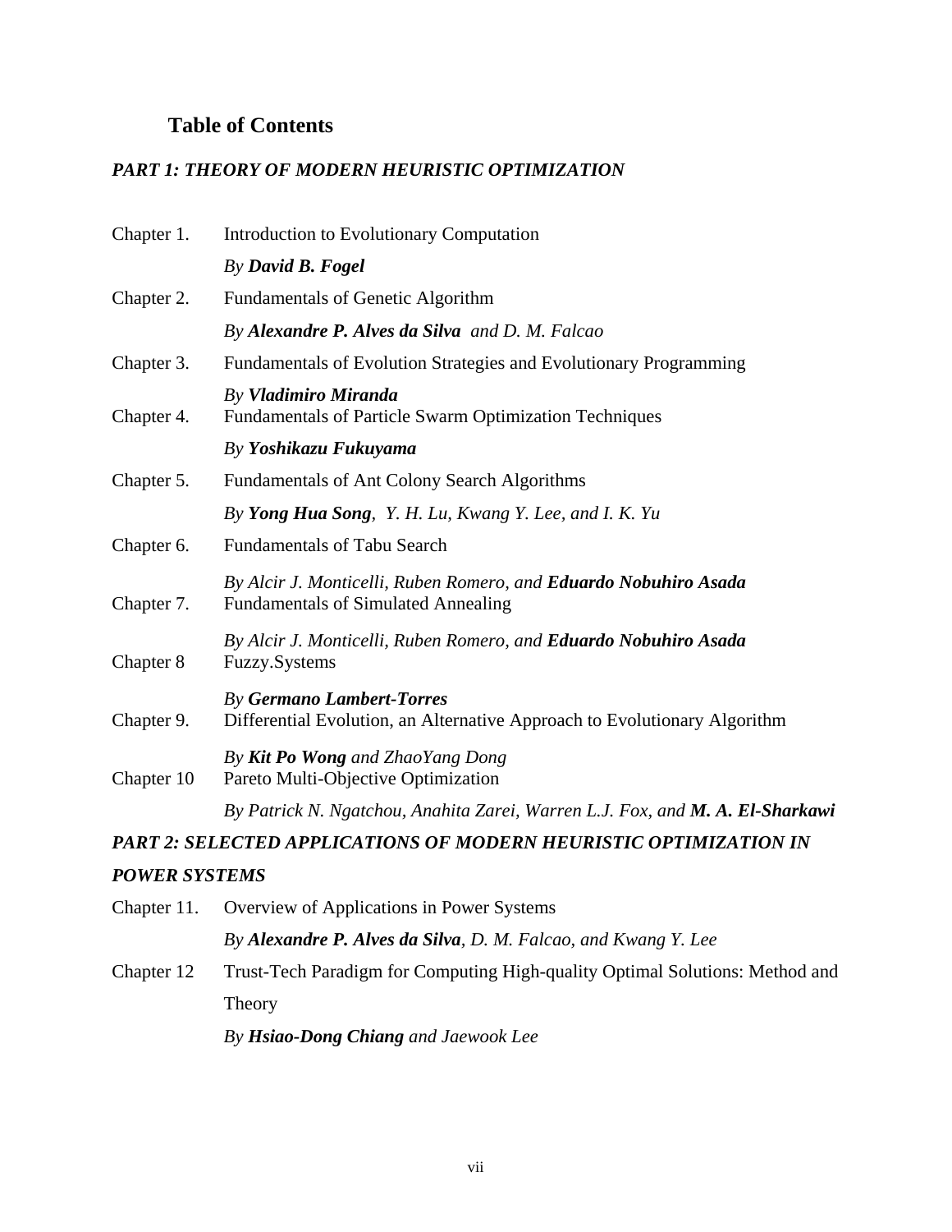## Table of Contents

### *PART 1: THEORY OF MODERN HEURISTIC OPTIMIZATION*

| | |
|---|---|
| Chapter 1. | Introduction to Evolutionary Computation |
| | *By **David B. Fogel*** |
| Chapter 2. | Fundamentals of Genetic Algorithm |
| | *By **Alexandre P. Alves da Silva** and D. M. Falcao* |
| Chapter 3. | Fundamentals of Evolution Strategies and Evolutionary Programming |
| | *By **Vladimiro Miranda*** |
| Chapter 4. | Fundamentals of Particle Swarm Optimization Techniques |
| | *By **Yoshikazu Fukuyama*** |
| Chapter 5. | Fundamentals of Ant Colony Search Algorithms |
| | *By **Yong Hua Song**, Y. H. Lu, Kwang Y. Lee, and I. K. Yu* |
| Chapter 6. | Fundamentals of Tabu Search |
| | *By Alcir J. Monticelli, Ruben Romero, and **Eduardo Nobuhiro Asada*** |
| Chapter 7. | Fundamentals of Simulated Annealing |
| | *By Alcir J. Monticelli, Ruben Romero, and **Eduardo Nobuhiro Asada*** |
| Chapter 8 | Fuzzy.Systems |
| | *By **Germano Lambert-Torres*** |
| Chapter 9. | Differential Evolution, an Alternative Approach to Evolutionary Algorithm |
| | *By **Kit Po Wong** and ZhaoYang Dong* |
| Chapter 10 | Pareto Multi-Objective Optimization |
| | *By Patrick N. Ngatchou, Anahita Zarei, Warren L.J. Fox, and **M. A. El-Sharkawi*** |

### *PART 2: SELECTED APPLICATIONS OF MODERN HEURISTIC OPTIMIZATION IN POWER SYSTEMS*

| | |
|---|---|
| Chapter 11. | Overview of Applications in Power Systems |
| | *By **Alexandre P. Alves da Silva**, D. M. Falcao, and Kwang Y. Lee* |
| Chapter 12 | Trust-Tech Paradigm for Computing High-quality Optimal Solutions: Method and Theory |
| | *By **Hsiao-Dong Chiang** and Jaewook Lee* |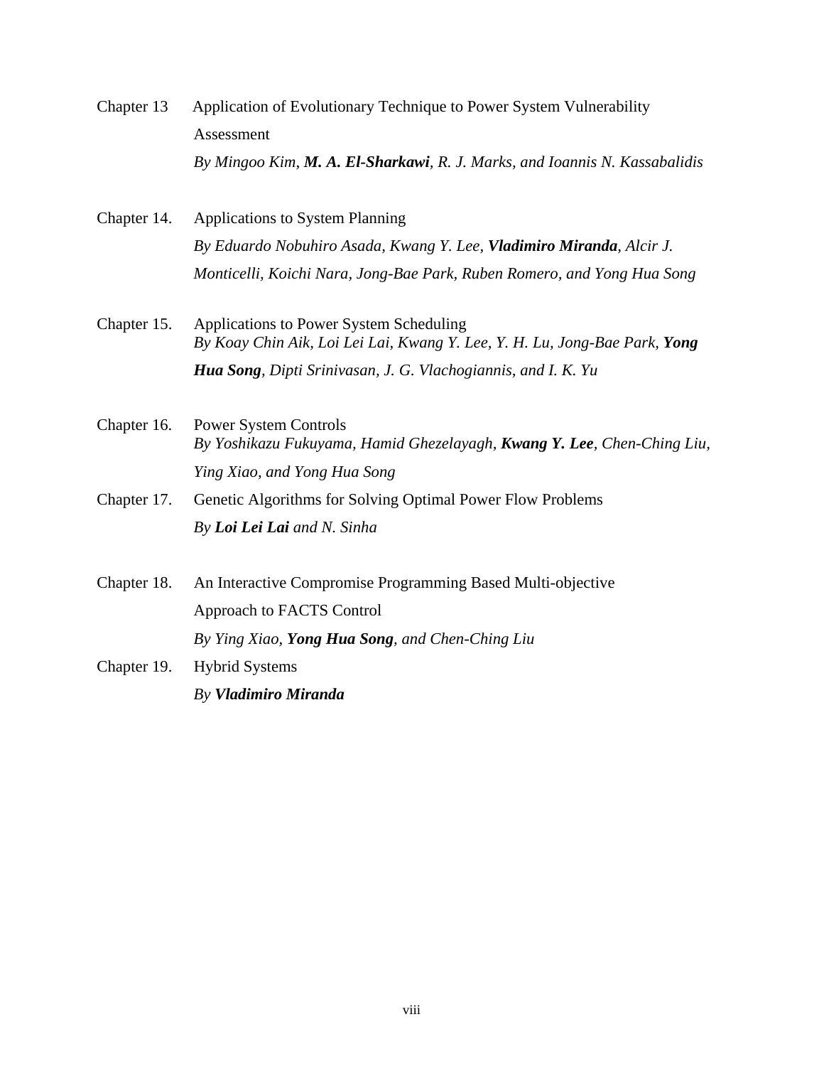Chapter 13 Application of Evolutionary Technique to Power System Vulnerability Assessment
*By Mingoo Kim, **M. A. El-Sharkawi**, R. J. Marks, and Ioannis N. Kassabalidis*

Chapter 14. Applications to System Planning
*By Eduardo Nobuhiro Asada, Kwang Y. Lee, **Vladimiro Miranda**, Alcir J. Monticelli, Koichi Nara, Jong-Bae Park, Ruben Romero, and Yong Hua Song*

Chapter 15. Applications to Power System Scheduling
*By Koay Chin Aik, Loi Lei Lai, Kwang Y. Lee, Y. H. Lu, Jong-Bae Park, **Yong Hua Song**, Dipti Srinivasan, J. G. Vlachogiannis, and I. K. Yu*

Chapter 16. Power System Controls
*By Yoshikazu Fukuyama, Hamid Ghezelayagh, **Kwang Y. Lee**, Chen-Ching Liu, Ying Xiao, and Yong Hua Song*

Chapter 17. Genetic Algorithms for Solving Optimal Power Flow Problems
*By **Loi Lei Lai** and N. Sinha*

Chapter 18. An Interactive Compromise Programming Based Multi-objective Approach to FACTS Control
*By Ying Xiao, **Yong Hua Song**, and Chen-Ching Liu*

Chapter 19. Hybrid Systems
*By **Vladimiro Miranda***